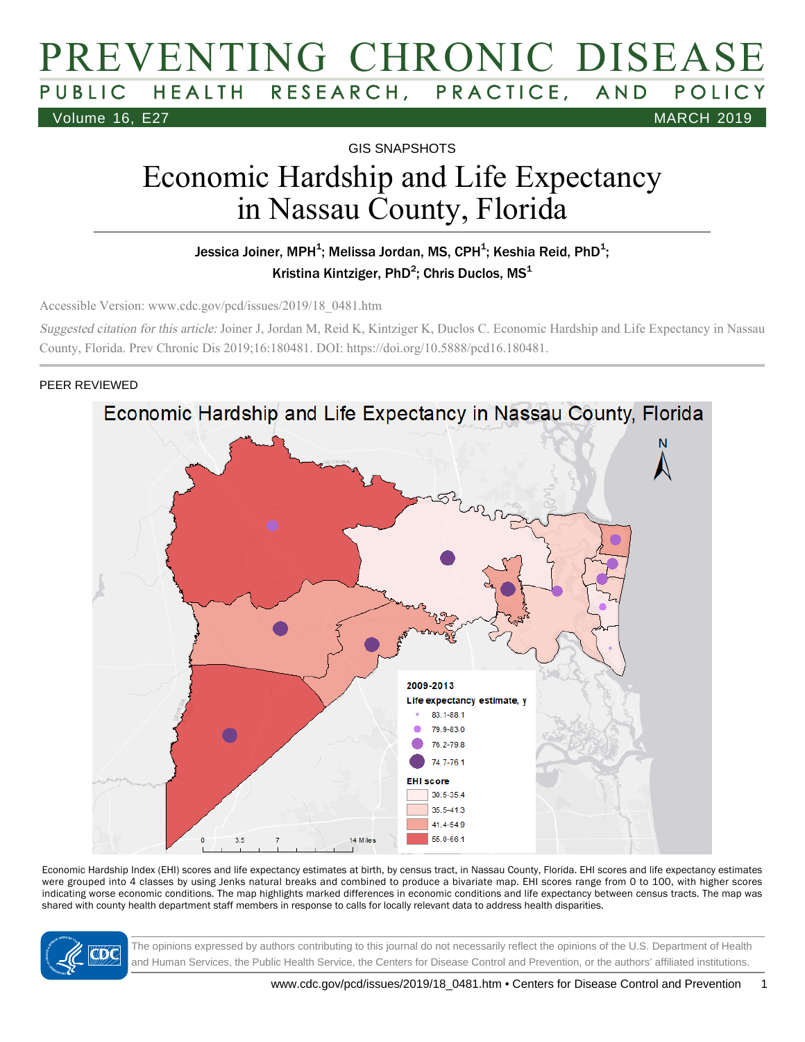GIS SNAPSHOTS

# Economic Hardship and Life Expectancy in Nassau County, Florida

**Jessica Joiner, MPH[1]; Melissa Jordan, MS, CPH[1]; Keshia Reid, PhD[1]; Kristina Kintziger, PhD[2]; Chris Duclos, MS[1]**

Accessible Version: www.cdc.gov/pcd/issues/2019/18_0481.htm

*Suggested citation for this article:* Joiner J, Jordan M, Reid K, Kintziger K, Duclos C. Economic Hardship and Life Expectancy in Nassau County, Florida. Prev Chronic Dis 2019;16:180481. DOI: https://doi.org/10.5888/pcd16.180481.

PEER REVIEWED

Economic Hardship Index (EHI) scores and life expectancy estimates at birth, by census tract, in Nassau County, Florida. EHI scores and life expectancy estimates were grouped into 4 classes by using Jenks natural breaks and combined to produce a bivariate map. EHI scores range from 0 to 100, with higher scores indicating worse economic conditions. The map highlights marked differences in economic conditions and life expectancy between census tracts. The map was shared with county health department staff members in response to calls for locally relevant data to address health disparities.

The opinions expressed by authors contributing to this journal do not necessarily reflect the opinions of the U.S. Department of Health and Human Services, the Public Health Service, the Centers for Disease Control and Prevention, or the authors' affiliated institutions.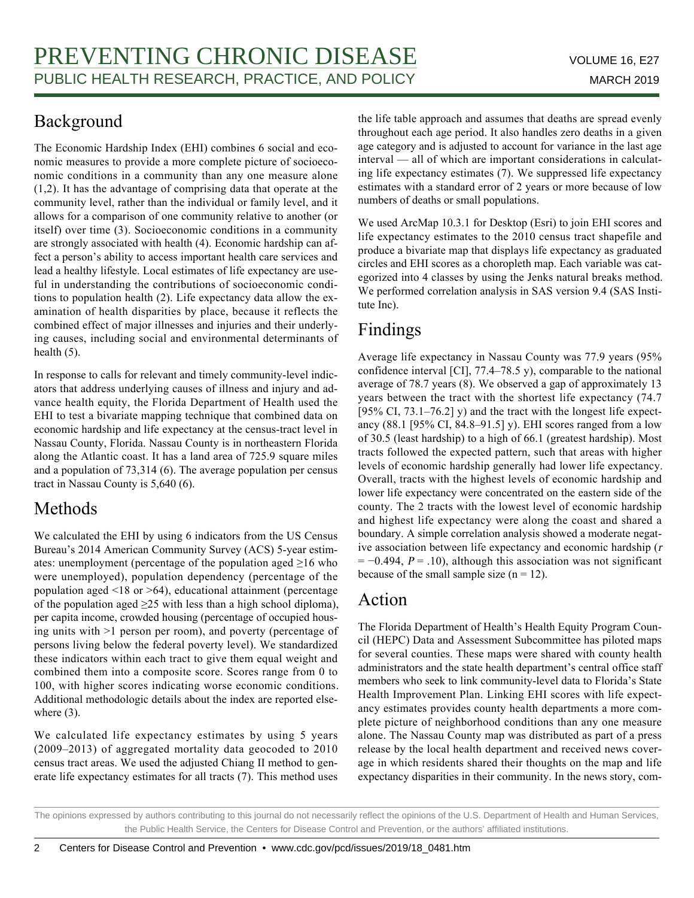## Background

The Economic Hardship Index (EHI) combines 6 social and economic measures to provide a more complete picture of socioeconomic conditions in a community than any one measure alone (1,2). It has the advantage of comprising data that operate at the community level, rather than the individual or family level, and it allows for a comparison of one community relative to another (or itself) over time (3). Socioeconomic conditions in a community are strongly associated with health (4). Economic hardship can affect a person's ability to access important health care services and lead a healthy lifestyle. Local estimates of life expectancy are useful in understanding the contributions of socioeconomic conditions to population health (2). Life expectancy data allow the examination of health disparities by place, because it reflects the combined effect of major illnesses and injuries and their underlying causes, including social and environmental determinants of health (5).

In response to calls for relevant and timely community-level indicators that address underlying causes of illness and injury and advance health equity, the Florida Department of Health used the EHI to test a bivariate mapping technique that combined data on economic hardship and life expectancy at the census-tract level in Nassau County, Florida. Nassau County is in northeastern Florida along the Atlantic coast. It has a land area of 725.9 square miles and a population of 73,314 (6). The average population per census tract in Nassau County is 5,640 (6).

## Methods

We calculated the EHI by using 6 indicators from the US Census Bureau's 2014 American Community Survey (ACS) 5-year estimates: unemployment (percentage of the population aged ≥16 who were unemployed), population dependency (percentage of the population aged <18 or >64), educational attainment (percentage of the population aged ≥25 with less than a high school diploma), per capita income, crowded housing (percentage of occupied housing units with >1 person per room), and poverty (percentage of persons living below the federal poverty level). We standardized these indicators within each tract to give them equal weight and combined them into a composite score. Scores range from 0 to 100, with higher scores indicating worse economic conditions. Additional methodologic details about the index are reported elsewhere (3).

We calculated life expectancy estimates by using 5 years (2009–2013) of aggregated mortality data geocoded to 2010 census tract areas. We used the adjusted Chiang II method to generate life expectancy estimates for all tracts (7). This method uses the life table approach and assumes that deaths are spread evenly throughout each age period. It also handles zero deaths in a given age category and is adjusted to account for variance in the last age interval — all of which are important considerations in calculating life expectancy estimates (7). We suppressed life expectancy estimates with a standard error of 2 years or more because of low numbers of deaths or small populations.

We used ArcMap 10.3.1 for Desktop (Esri) to join EHI scores and life expectancy estimates to the 2010 census tract shapefile and produce a bivariate map that displays life expectancy as graduated circles and EHI scores as a choropleth map. Each variable was categorized into 4 classes by using the Jenks natural breaks method. We performed correlation analysis in SAS version 9.4 (SAS Institute Inc).

## Findings

Average life expectancy in Nassau County was 77.9 years (95% confidence interval [CI], 77.4–78.5 y), comparable to the national average of 78.7 years (8). We observed a gap of approximately 13 years between the tract with the shortest life expectancy (74.7 [95% CI, 73.1–76.2] y) and the tract with the longest life expectancy (88.1 [95% CI, 84.8–91.5] y). EHI scores ranged from a low of 30.5 (least hardship) to a high of 66.1 (greatest hardship). Most tracts followed the expected pattern, such that areas with higher levels of economic hardship generally had lower life expectancy. Overall, tracts with the highest levels of economic hardship and lower life expectancy were concentrated on the eastern side of the county. The 2 tracts with the lowest level of economic hardship and highest life expectancy were along the coast and shared a boundary. A simple correlation analysis showed a moderate negative association between life expectancy and economic hardship ($r = -0.494$, $P = .10$), although this association was not significant because of the small sample size ($n = 12$).

## Action

The Florida Department of Health's Health Equity Program Council (HEPC) Data and Assessment Subcommittee has piloted maps for several counties. These maps were shared with county health administrators and the state health department's central office staff members who seek to link community-level data to Florida's State Health Improvement Plan. Linking EHI scores with life expectancy estimates provides county health departments a more complete picture of neighborhood conditions than any one measure alone. The Nassau County map was distributed as part of a press release by the local health department and received news coverage in which residents shared their thoughts on the map and life expectancy disparities in their community. In the news story, com-

The opinions expressed by authors contributing to this journal do not necessarily reflect the opinions of the U.S. Department of Health and Human Services, the Public Health Service, the Centers for Disease Control and Prevention, or the authors' affiliated institutions.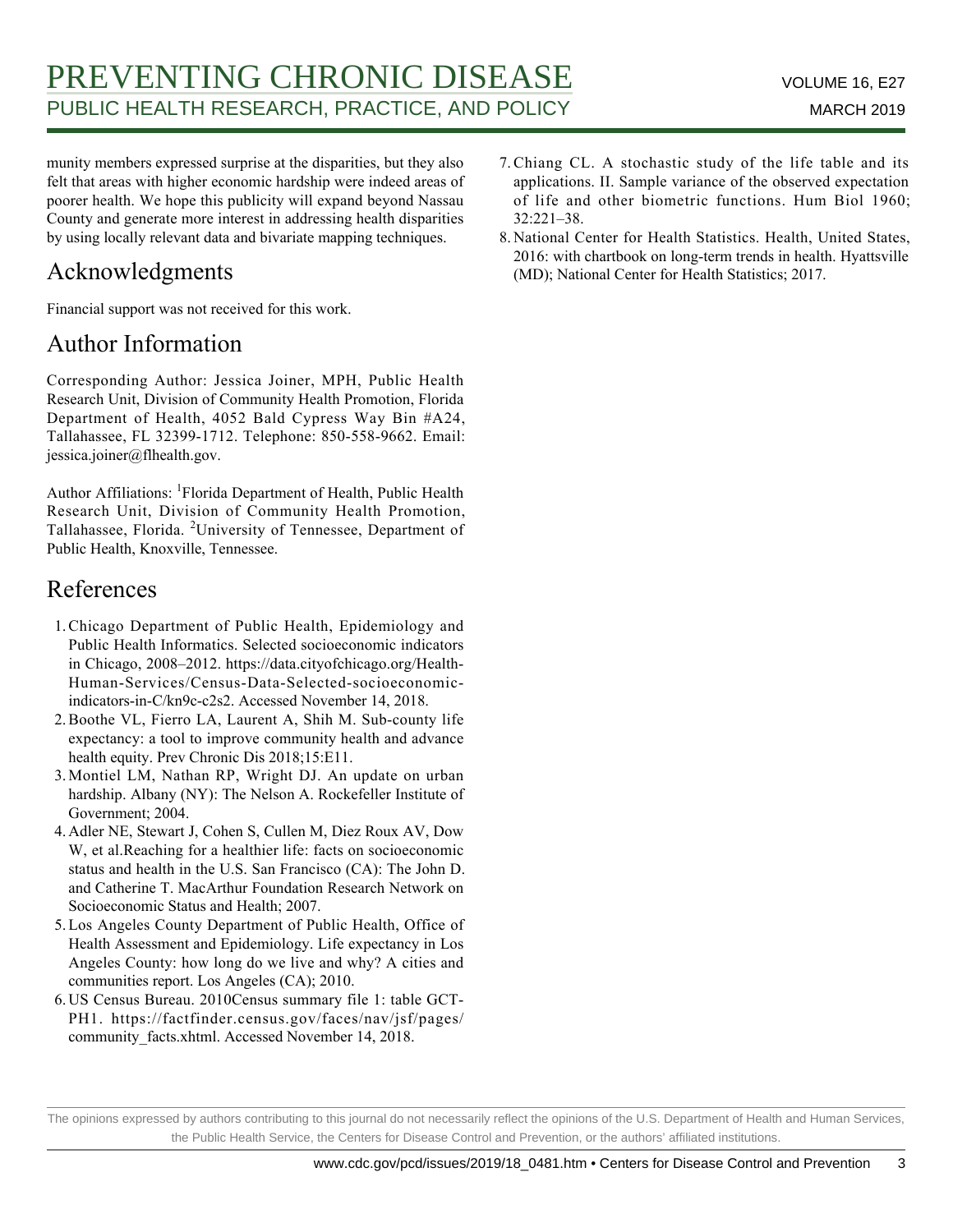munity members expressed surprise at the disparities, but they also felt that areas with higher economic hardship were indeed areas of poorer health. We hope this publicity will expand beyond Nassau County and generate more interest in addressing health disparities by using locally relevant data and bivariate mapping techniques.

## Acknowledgments

Financial support was not received for this work.

## Author Information

Corresponding Author: Jessica Joiner, MPH, Public Health Research Unit, Division of Community Health Promotion, Florida Department of Health, 4052 Bald Cypress Way Bin #A24, Tallahassee, FL 32399-1712. Telephone: 850-558-9662. Email: jessica.joiner@flhealth.gov.

Author Affiliations: [1]Florida Department of Health, Public Health Research Unit, Division of Community Health Promotion, Tallahassee, Florida. [2]University of Tennessee, Department of Public Health, Knoxville, Tennessee.

## References

1. Chicago Department of Public Health, Epidemiology and Public Health Informatics. Selected socioeconomic indicators in Chicago, 2008–2012. https://data.cityofchicago.org/Health-Human-Services/Census-Data-Selected-socioeconomic-indicators-in-C/kn9c-c2s2. Accessed November 14, 2018.
2. Boothe VL, Fierro LA, Laurent A, Shih M. Sub-county life expectancy: a tool to improve community health and advance health equity. Prev Chronic Dis 2018;15:E11.
3. Montiel LM, Nathan RP, Wright DJ. An update on urban hardship. Albany (NY): The Nelson A. Rockefeller Institute of Government; 2004.
4. Adler NE, Stewart J, Cohen S, Cullen M, Diez Roux AV, Dow W, et al.Reaching for a healthier life: facts on socioeconomic status and health in the U.S. San Francisco (CA): The John D. and Catherine T. MacArthur Foundation Research Network on Socioeconomic Status and Health; 2007.
5. Los Angeles County Department of Public Health, Office of Health Assessment and Epidemiology. Life expectancy in Los Angeles County: how long do we live and why? A cities and communities report. Los Angeles (CA); 2010.
6. US Census Bureau. 2010Census summary file 1: table GCT-PH1. https://factfinder.census.gov/faces/nav/jsf/pages/community_facts.xhtml. Accessed November 14, 2018.
7. Chiang CL. A stochastic study of the life table and its applications. II. Sample variance of the observed expectation of life and other biometric functions. Hum Biol 1960; 32:221–38.
8. National Center for Health Statistics. Health, United States, 2016: with chartbook on long-term trends in health. Hyattsville (MD); National Center for Health Statistics; 2017.

The opinions expressed by authors contributing to this journal do not necessarily reflect the opinions of the U.S. Department of Health and Human Services, the Public Health Service, the Centers for Disease Control and Prevention, or the authors' affiliated institutions.